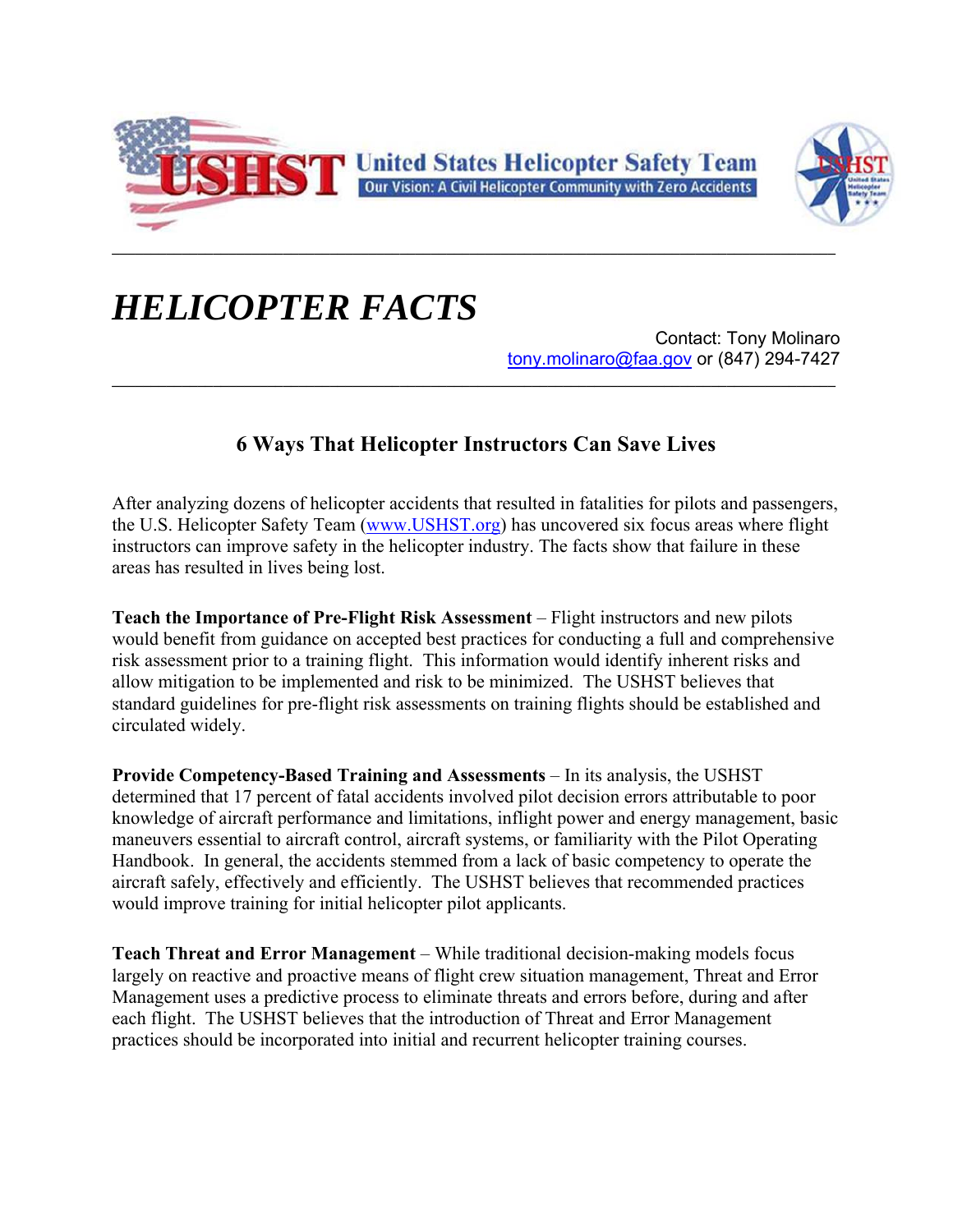United States Helicopter Safety Team

Our Vision: A Civil Helicopter Community with Zero Accidents

# *HELICOPTER FACTS*

Contact: Tony Molinaro
tony.molinaro@faa.gov or (847) 294-7427

## 6 Ways That Helicopter Instructors Can Save Lives

After analyzing dozens of helicopter accidents that resulted in fatalities for pilots and passengers, the U.S. Helicopter Safety Team (www.USHST.org) has uncovered six focus areas where flight instructors can improve safety in the helicopter industry. The facts show that failure in these areas has resulted in lives being lost.

**Teach the Importance of Pre-Flight Risk Assessment** – Flight instructors and new pilots would benefit from guidance on accepted best practices for conducting a full and comprehensive risk assessment prior to a training flight. This information would identify inherent risks and allow mitigation to be implemented and risk to be minimized. The USHST believes that standard guidelines for pre-flight risk assessments on training flights should be established and circulated widely.

**Provide Competency-Based Training and Assessments** – In its analysis, the USHST determined that 17 percent of fatal accidents involved pilot decision errors attributable to poor knowledge of aircraft performance and limitations, inflight power and energy management, basic maneuvers essential to aircraft control, aircraft systems, or familiarity with the Pilot Operating Handbook. In general, the accidents stemmed from a lack of basic competency to operate the aircraft safely, effectively and efficiently. The USHST believes that recommended practices would improve training for initial helicopter pilot applicants.

**Teach Threat and Error Management** – While traditional decision-making models focus largely on reactive and proactive means of flight crew situation management, Threat and Error Management uses a predictive process to eliminate threats and errors before, during and after each flight. The USHST believes that the introduction of Threat and Error Management practices should be incorporated into initial and recurrent helicopter training courses.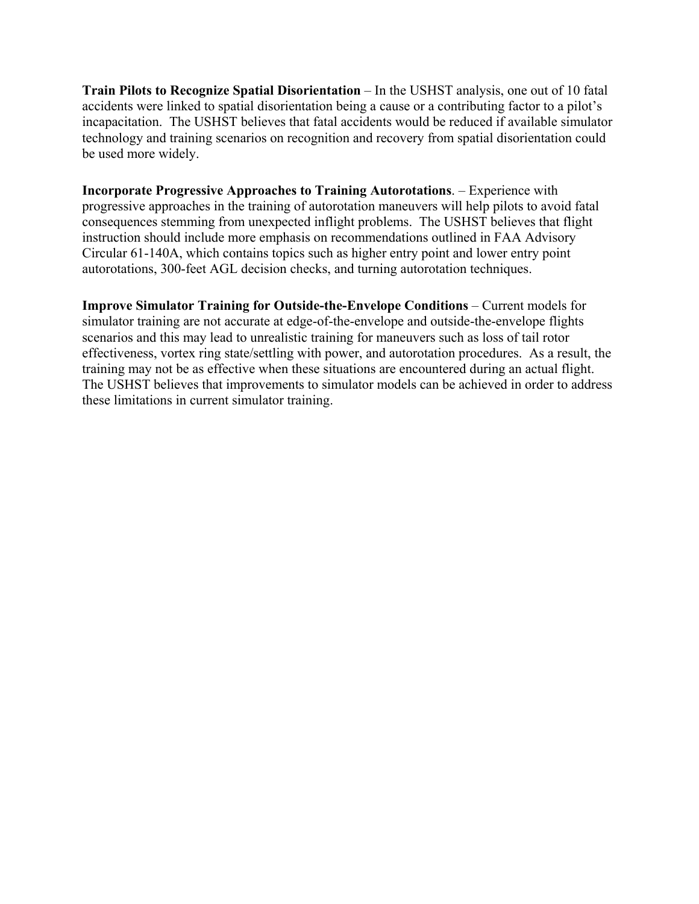**Train Pilots to Recognize Spatial Disorientation** – In the USHST analysis, one out of 10 fatal accidents were linked to spatial disorientation being a cause or a contributing factor to a pilot's incapacitation. The USHST believes that fatal accidents would be reduced if available simulator technology and training scenarios on recognition and recovery from spatial disorientation could be used more widely.

**Incorporate Progressive Approaches to Training Autorotations**. – Experience with progressive approaches in the training of autorotation maneuvers will help pilots to avoid fatal consequences stemming from unexpected inflight problems. The USHST believes that flight instruction should include more emphasis on recommendations outlined in FAA Advisory Circular 61-140A, which contains topics such as higher entry point and lower entry point autorotations, 300-feet AGL decision checks, and turning autorotation techniques.

**Improve Simulator Training for Outside-the-Envelope Conditions** – Current models for simulator training are not accurate at edge-of-the-envelope and outside-the-envelope flights scenarios and this may lead to unrealistic training for maneuvers such as loss of tail rotor effectiveness, vortex ring state/settling with power, and autorotation procedures. As a result, the training may not be as effective when these situations are encountered during an actual flight. The USHST believes that improvements to simulator models can be achieved in order to address these limitations in current simulator training.